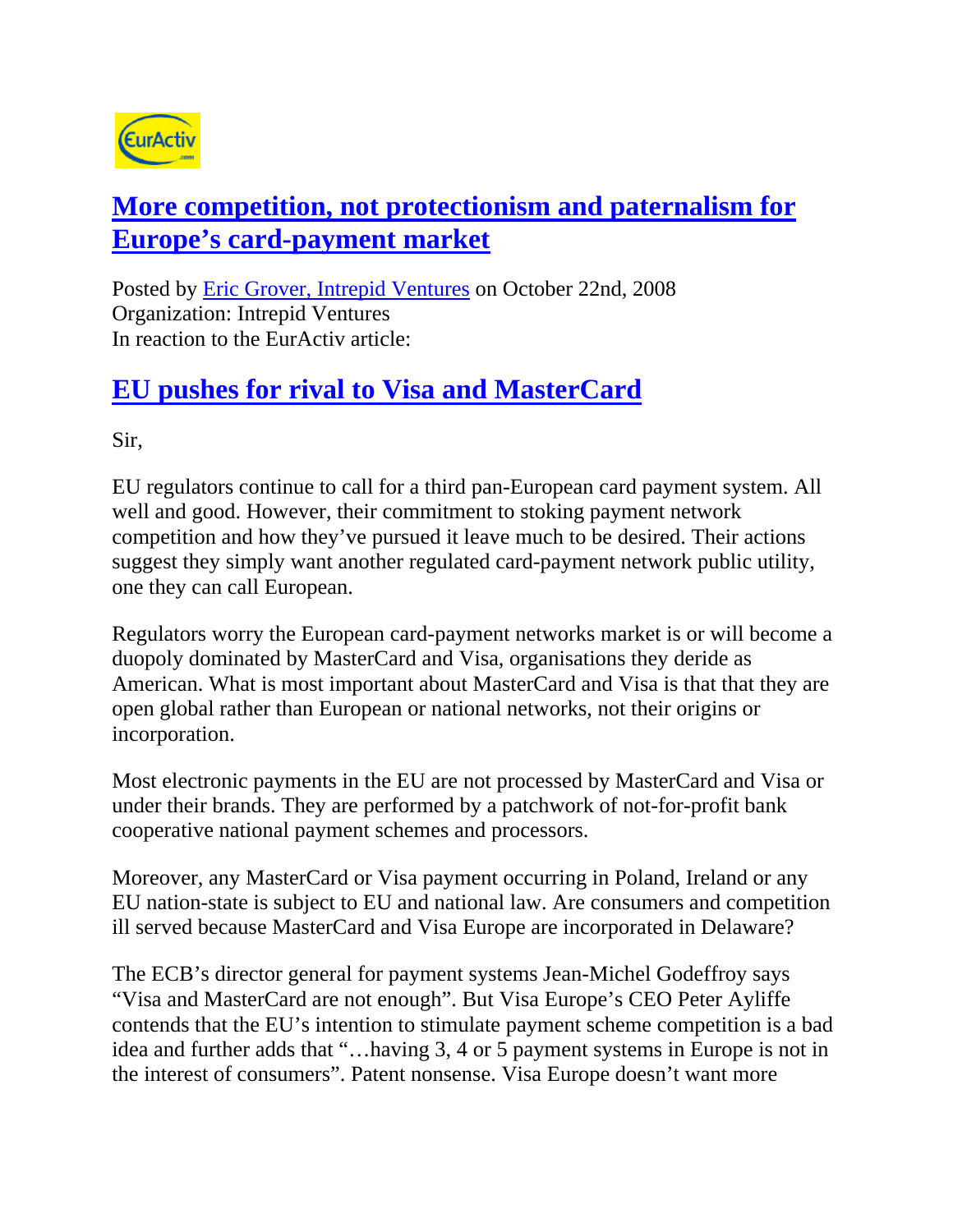# More competition, not protectionism and paternalism for Europe's card-payment market

Posted by Eric Grover, Intrepid Ventures on October 22nd, 2008
Organization: Intrepid Ventures
In reaction to the EurActiv article:

## EU pushes for rival to Visa and MasterCard

Sir,

EU regulators continue to call for a third pan-European card payment system. All well and good. However, their commitment to stoking payment network competition and how they've pursued it leave much to be desired. Their actions suggest they simply want another regulated card-payment network public utility, one they can call European.

Regulators worry the European card-payment networks market is or will become a duopoly dominated by MasterCard and Visa, organisations they deride as American. What is most important about MasterCard and Visa is that that they are open global rather than European or national networks, not their origins or incorporation.

Most electronic payments in the EU are not processed by MasterCard and Visa or under their brands. They are performed by a patchwork of not-for-profit bank cooperative national payment schemes and processors.

Moreover, any MasterCard or Visa payment occurring in Poland, Ireland or any EU nation-state is subject to EU and national law. Are consumers and competition ill served because MasterCard and Visa Europe are incorporated in Delaware?

The ECB's director general for payment systems Jean-Michel Godeffroy says "Visa and MasterCard are not enough". But Visa Europe's CEO Peter Ayliffe contends that the EU's intention to stimulate payment scheme competition is a bad idea and further adds that "…having 3, 4 or 5 payment systems in Europe is not in the interest of consumers". Patent nonsense. Visa Europe doesn't want more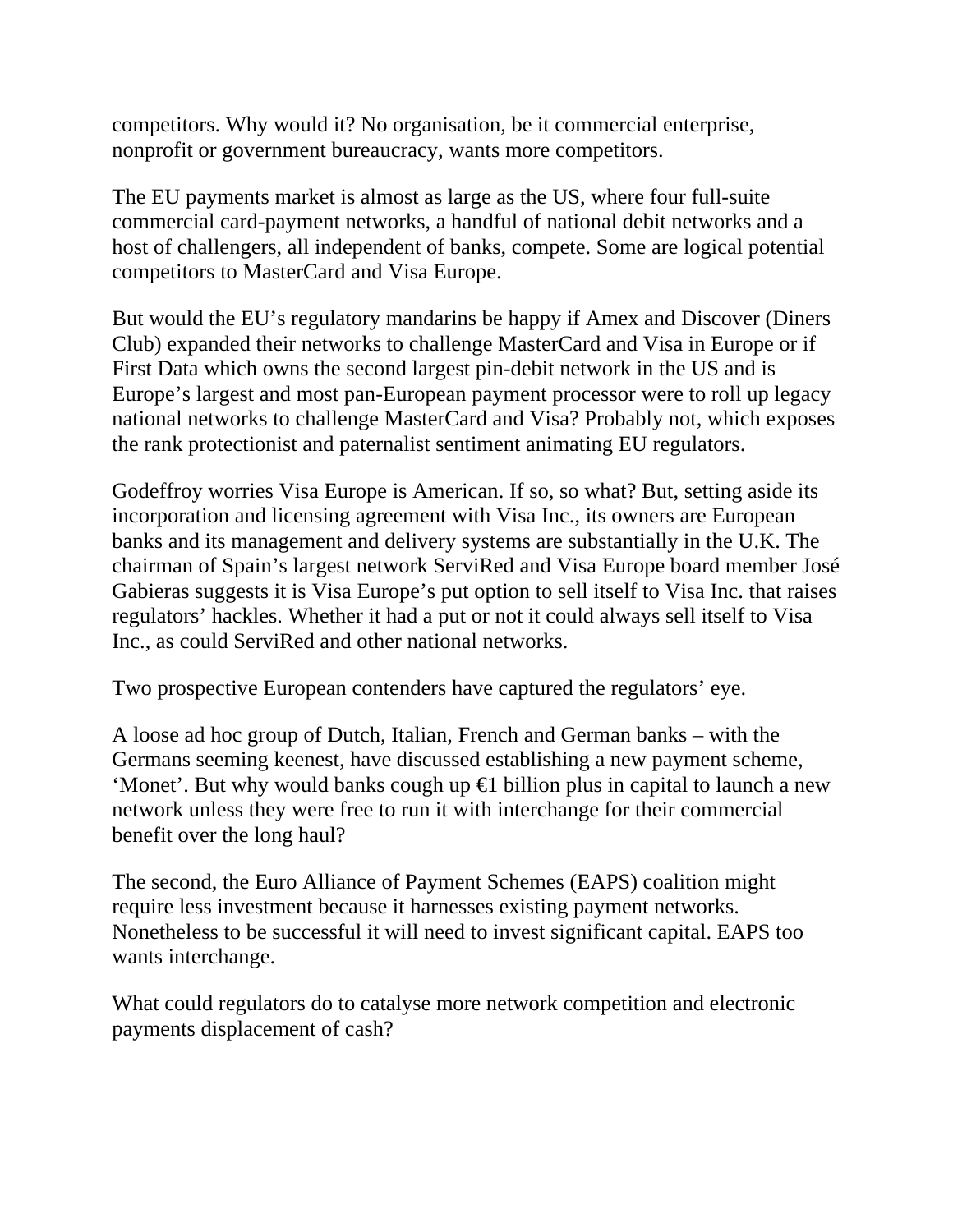competitors. Why would it? No organisation, be it commercial enterprise, nonprofit or government bureaucracy, wants more competitors.

The EU payments market is almost as large as the US, where four full-suite commercial card-payment networks, a handful of national debit networks and a host of challengers, all independent of banks, compete. Some are logical potential competitors to MasterCard and Visa Europe.

But would the EU's regulatory mandarins be happy if Amex and Discover (Diners Club) expanded their networks to challenge MasterCard and Visa in Europe or if First Data which owns the second largest pin-debit network in the US and is Europe's largest and most pan-European payment processor were to roll up legacy national networks to challenge MasterCard and Visa? Probably not, which exposes the rank protectionist and paternalist sentiment animating EU regulators.

Godeffroy worries Visa Europe is American. If so, so what? But, setting aside its incorporation and licensing agreement with Visa Inc., its owners are European banks and its management and delivery systems are substantially in the U.K. The chairman of Spain's largest network ServiRed and Visa Europe board member José Gabieras suggests it is Visa Europe's put option to sell itself to Visa Inc. that raises regulators' hackles. Whether it had a put or not it could always sell itself to Visa Inc., as could ServiRed and other national networks.

Two prospective European contenders have captured the regulators' eye.

A loose ad hoc group of Dutch, Italian, French and German banks – with the Germans seeming keenest, have discussed establishing a new payment scheme, 'Monet'. But why would banks cough up €1 billion plus in capital to launch a new network unless they were free to run it with interchange for their commercial benefit over the long haul?

The second, the Euro Alliance of Payment Schemes (EAPS) coalition might require less investment because it harnesses existing payment networks. Nonetheless to be successful it will need to invest significant capital. EAPS too wants interchange.

What could regulators do to catalyse more network competition and electronic payments displacement of cash?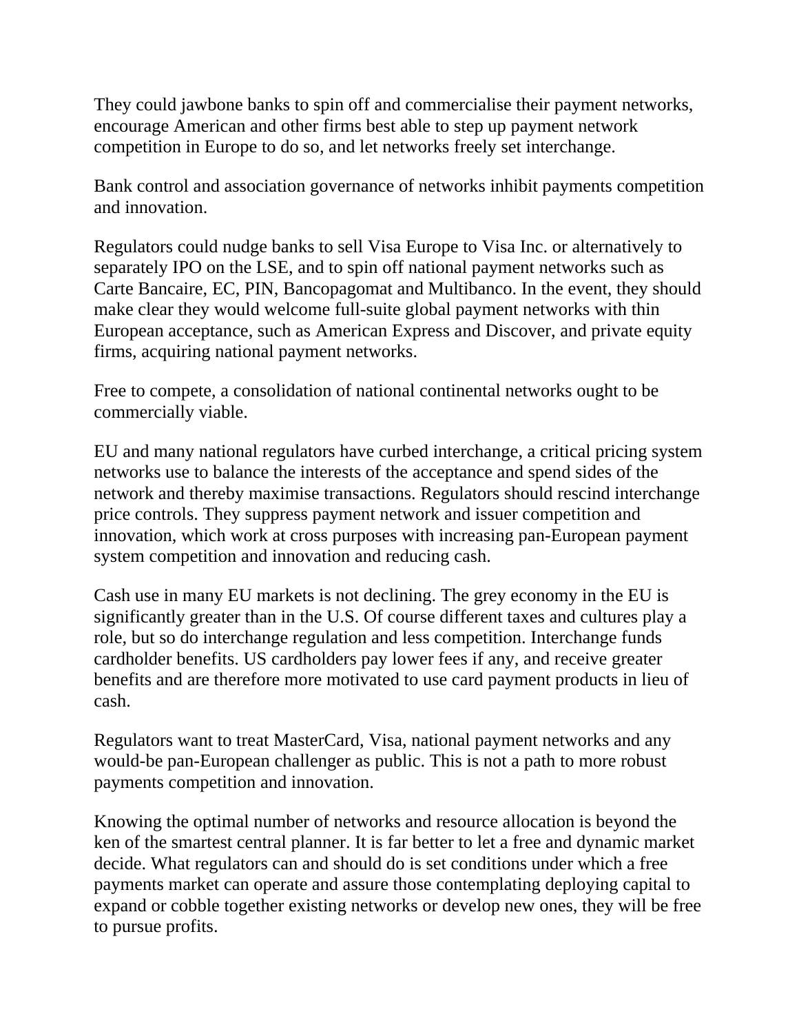They could jawbone banks to spin off and commercialise their payment networks, encourage American and other firms best able to step up payment network competition in Europe to do so, and let networks freely set interchange.

Bank control and association governance of networks inhibit payments competition and innovation.

Regulators could nudge banks to sell Visa Europe to Visa Inc. or alternatively to separately IPO on the LSE, and to spin off national payment networks such as Carte Bancaire, EC, PIN, Bancopagomat and Multibanco. In the event, they should make clear they would welcome full-suite global payment networks with thin European acceptance, such as American Express and Discover, and private equity firms, acquiring national payment networks.

Free to compete, a consolidation of national continental networks ought to be commercially viable.

EU and many national regulators have curbed interchange, a critical pricing system networks use to balance the interests of the acceptance and spend sides of the network and thereby maximise transactions. Regulators should rescind interchange price controls. They suppress payment network and issuer competition and innovation, which work at cross purposes with increasing pan-European payment system competition and innovation and reducing cash.

Cash use in many EU markets is not declining. The grey economy in the EU is significantly greater than in the U.S. Of course different taxes and cultures play a role, but so do interchange regulation and less competition. Interchange funds cardholder benefits. US cardholders pay lower fees if any, and receive greater benefits and are therefore more motivated to use card payment products in lieu of cash.

Regulators want to treat MasterCard, Visa, national payment networks and any would-be pan-European challenger as public. This is not a path to more robust payments competition and innovation.

Knowing the optimal number of networks and resource allocation is beyond the ken of the smartest central planner. It is far better to let a free and dynamic market decide. What regulators can and should do is set conditions under which a free payments market can operate and assure those contemplating deploying capital to expand or cobble together existing networks or develop new ones, they will be free to pursue profits.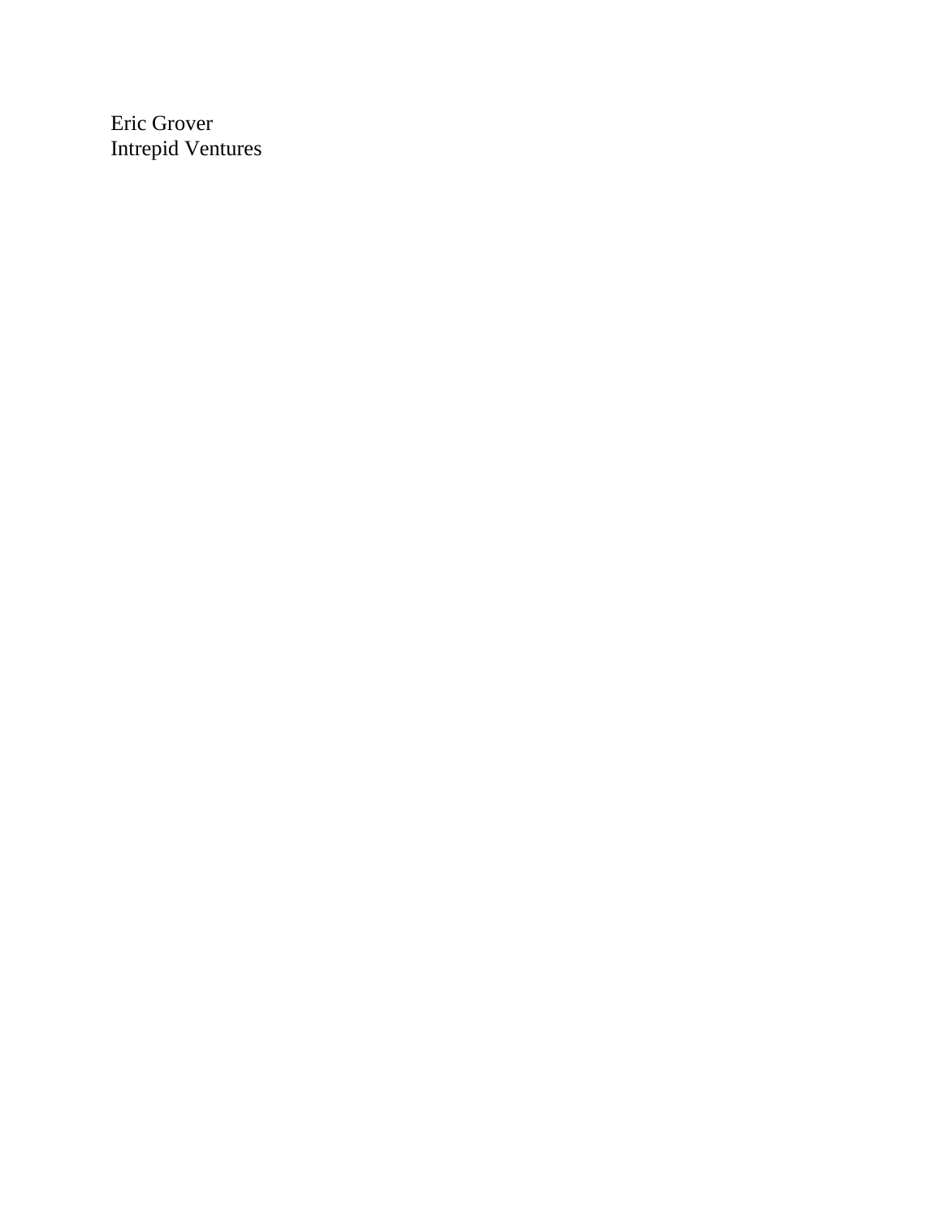Eric Grover
Intrepid Ventures